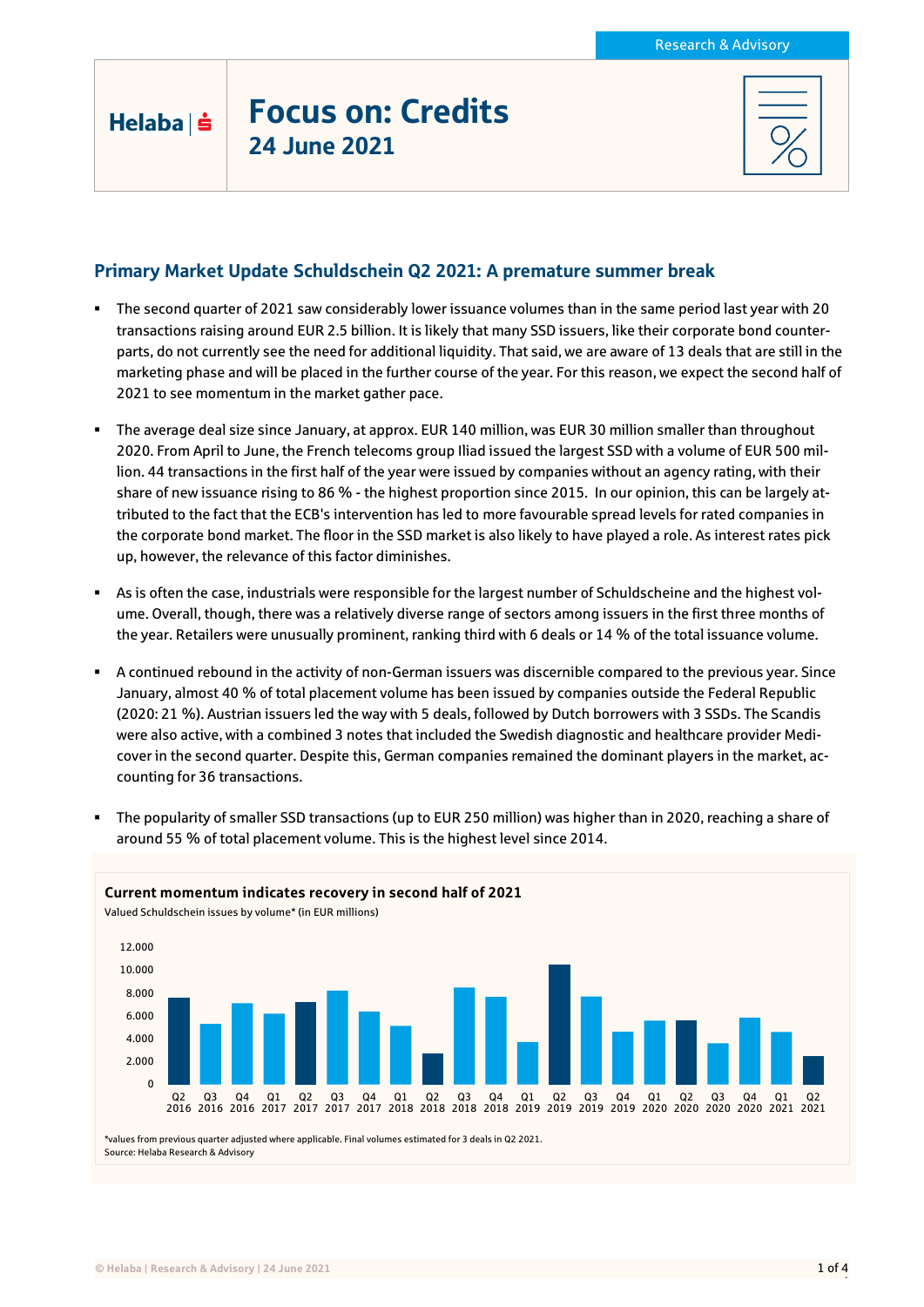Research & Advisory

Helaba

# Focus on: Credits

**24 June 2021**

## Primary Market Update Schuldschein Q2 2021: A premature summer break

- The second quarter of 2021 saw considerably lower issuance volumes than in the same period last year with 20 transactions raising around EUR 2.5 billion. It is likely that many SSD issuers, like their corporate bond counterparts, do not currently see the need for additional liquidity. That said, we are aware of 13 deals that are still in the marketing phase and will be placed in the further course of the year. For this reason, we expect the second half of 2021 to see momentum in the market gather pace.

- The average deal size since January, at approx. EUR 140 million, was EUR 30 million smaller than throughout 2020. From April to June, the French telecoms group Iliad issued the largest SSD with a volume of EUR 500 million. 44 transactions in the first half of the year were issued by companies without an agency rating, with their share of new issuance rising to 86 % - the highest proportion since 2015. In our opinion, this can be largely attributed to the fact that the ECB's intervention has led to more favourable spread levels for rated companies in the corporate bond market. The floor in the SSD market is also likely to have played a role. As interest rates pick up, however, the relevance of this factor diminishes.

- As is often the case, industrials were responsible for the largest number of Schuldscheine and the highest volume. Overall, though, there was a relatively diverse range of sectors among issuers in the first three months of the year. Retailers were unusually prominent, ranking third with 6 deals or 14 % of the total issuance volume.

- A continued rebound in the activity of non-German issuers was discernible compared to the previous year. Since January, almost 40 % of total placement volume has been issued by companies outside the Federal Republic (2020: 21 %). Austrian issuers led the way with 5 deals, followed by Dutch borrowers with 3 SSDs. The Scandis were also active, with a combined 3 notes that included the Swedish diagnostic and healthcare provider Medicover in the second quarter. Despite this, German companies remained the dominant players in the market, accounting for 36 transactions.

- The popularity of smaller SSD transactions (up to EUR 250 million) was higher than in 2020, reaching a share of around 55 % of total placement volume. This is the highest level since 2014.

**Current momentum indicates recovery in second half of 2021**

Valued Schuldschein issues by volume* (in EUR millions)

Chart: bar chart of quarterly volumes, Q2 2016 to Q2 2021; y-axis 0 to 12.000. Values below are approximate readings from the bars (not labelled in the source).

| Quarter | Volume (EUR millions, approx.) |
|---|---|
| Q2 2016 | 7.600 |
| Q3 2016 | 5.300 |
| Q4 2016 | 7.100 |
| Q1 2017 | 6.200 |
| Q2 2017 | 7.200 |
| Q3 2017 | 8.200 |
| Q4 2017 | 6.400 |
| Q1 2018 | 5.100 |
| Q2 2018 | 2.700 |
| Q3 2018 | 8.500 |
| Q4 2018 | 7.700 |
| Q1 2019 | 3.700 |
| Q2 2019 | 10.500 |
| Q3 2019 | 7.700 |
| Q4 2019 | 4.600 |
| Q1 2020 | 5.600 |
| Q2 2020 | 5.600 |
| Q3 2020 | 3.600 |
| Q4 2020 | 5.800 |
| Q1 2021 | 4.600 |
| Q2 2021 | 2.500 |

*values from previous quarter adjusted where applicable. Final volumes estimated for 3 deals in Q2 2021.
Source: Helaba Research & Advisory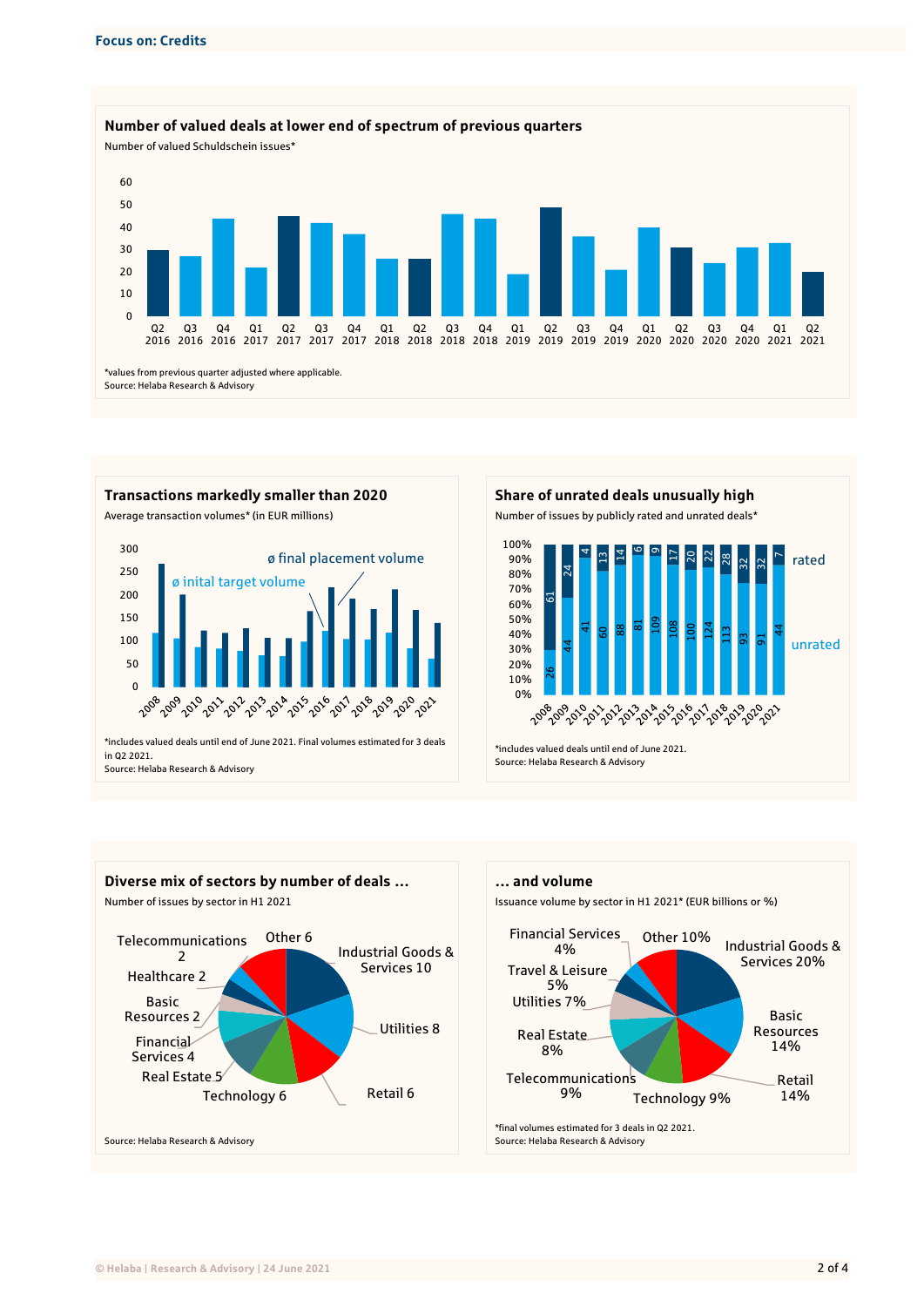**Focus on: Credits**

### Number of valued deals at lower end of spectrum of previous quarters

Number of valued Schuldschein issues*

*values from previous quarter adjusted where applicable.
Source: Helaba Research & Advisory

### Transactions markedly smaller than 2020

Average transaction volumes* (in EUR millions)

*includes valued deals until end of June 2021. Final volumes estimated for 3 deals in Q2 2021.
Source: Helaba Research & Advisory

### Share of unrated deals unusually high

Number of issues by publicly rated and unrated deals*

| Year | unrated | rated |
|---|---|---|
| 2008 | 26 | 61 |
| 2009 | 44 | 24 |
| 2010 | 41 | 4 |
| 2011 | 60 | 13 |
| 2012 | 88 | 14 |
| 2013 | 81 | 6 |
| 2014 | 109 | 9 |
| 2015 | 108 | 17 |
| 2016 | 100 | 20 |
| 2017 | 124 | 22 |
| 2018 | 113 | 28 |
| 2019 | 93 | 32 |
| 2020 | 91 | 32 |
| 2021 | 44 | 7 |

*includes valued deals until end of June 2021.
Source: Helaba Research & Advisory

### Diverse mix of sectors by number of deals ...

Number of issues by sector in H1 2021

| Sector | Number |
|---|---|
| Industrial Goods & Services | 10 |
| Utilities | 8 |
| Retail | 6 |
| Technology | 6 |
| Real Estate | 5 |
| Financial Services | 4 |
| Basic Resources | 2 |
| Healthcare | 2 |
| Telecommunications | 2 |
| Other | 6 |

Source: Helaba Research & Advisory

### ... and volume

Issuance volume by sector in H1 2021* (EUR billions or %)

| Sector | Share |
|---|---|
| Industrial Goods & Services | 20% |
| Basic Resources | 14% |
| Retail | 14% |
| Technology | 9% |
| Telecommunications | 9% |
| Real Estate | 8% |
| Utilities | 7% |
| Travel & Leisure | 5% |
| Financial Services | 4% |
| Other | 10% |

*final volumes estimated for 3 deals in Q2 2021.
Source: Helaba Research & Advisory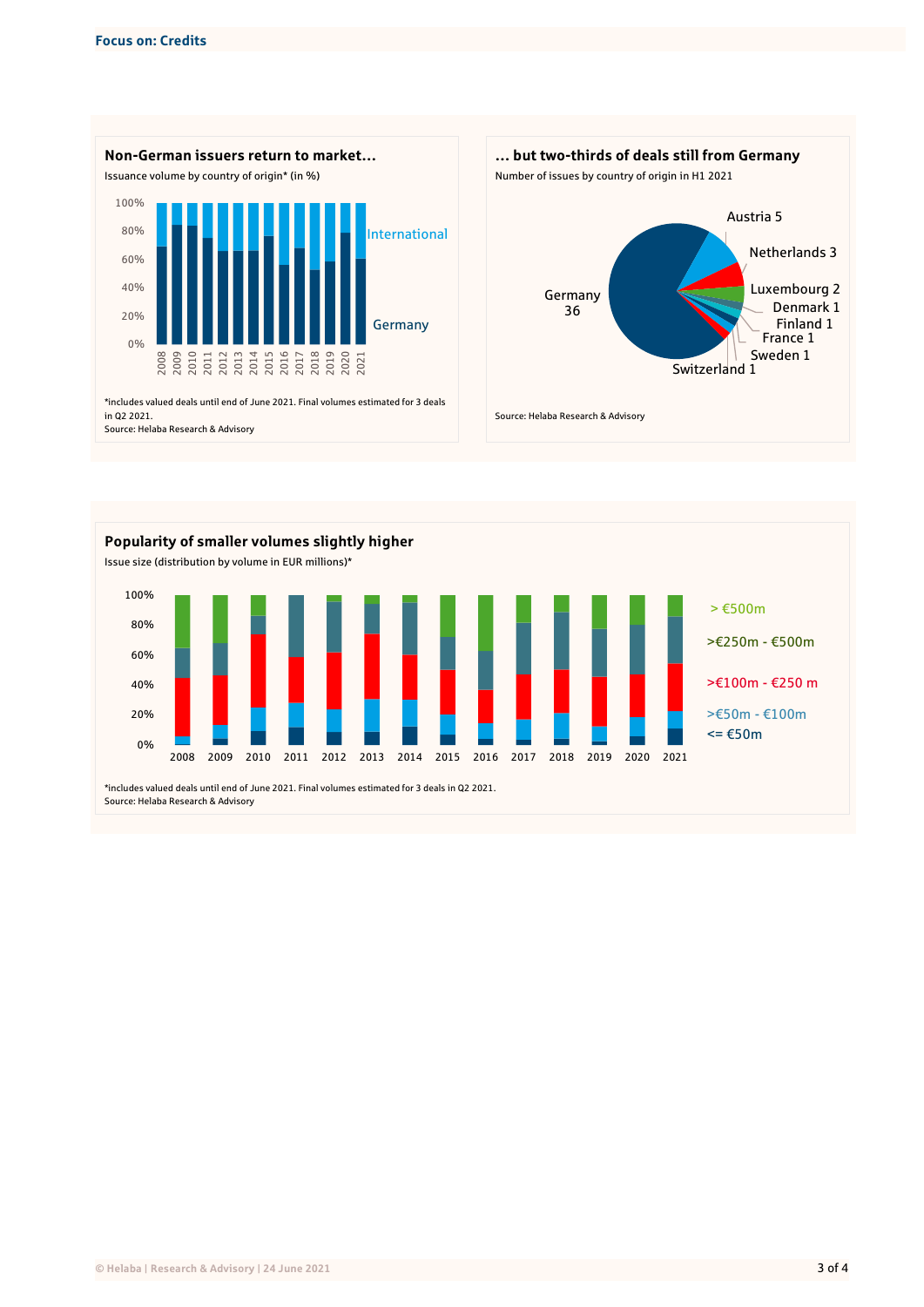**Focus on: Credits**

### Non-German issuers return to market…

Issuance volume by country of origin* (in %)

100%
80%
60%
40%
20%
0%

2008 2009 2010 2011 2012 2013 2014 2015 2016 2017 2018 2019 2020 2021

International

Germany

*includes valued deals until end of June 2021. Final volumes estimated for 3 deals in Q2 2021.
Source: Helaba Research & Advisory

### … but two-thirds of deals still from Germany

Number of issues by country of origin in H1 2021

Germany 36
Austria 5
Netherlands 3
Luxembourg 2
Denmark 1
Finland 1
France 1
Sweden 1
Switzerland 1

Source: Helaba Research & Advisory

### Popularity of smaller volumes slightly higher

Issue size (distribution by volume in EUR millions)*

100%
80%
60%
40%
20%
0%

2008 2009 2010 2011 2012 2013 2014 2015 2016 2017 2018 2019 2020 2021

> €500m
>€250m - €500m
>€100m - €250 m
>€50m - €100m
<= €50m

*includes valued deals until end of June 2021. Final volumes estimated for 3 deals in Q2 2021.
Source: Helaba Research & Advisory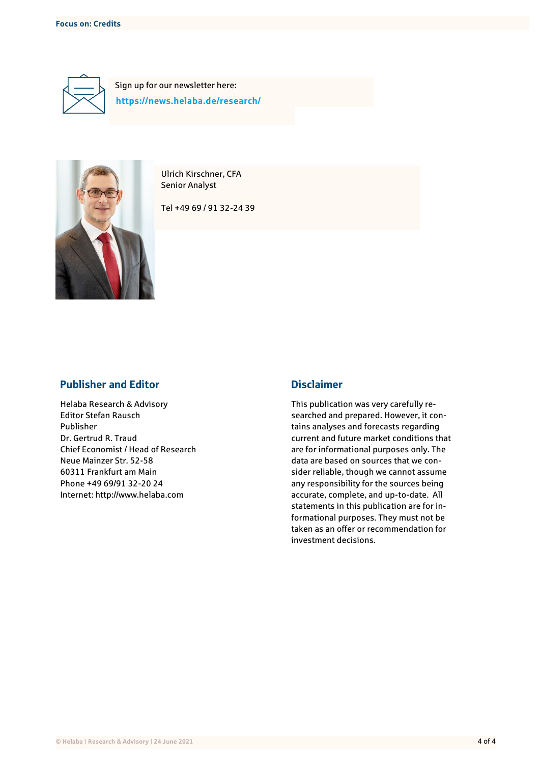Sign up for our newsletter here:
**https://news.helaba.de/research/**

Ulrich Kirschner, CFA
Senior Analyst

Tel +49 69 / 91 32-24 39

## Publisher and Editor

Helaba Research & Advisory
Editor Stefan Rausch
Publisher
Dr. Gertrud R. Traud
Chief Economist / Head of Research
Neue Mainzer Str. 52-58
60311 Frankfurt am Main
Phone +49 69/91 32-20 24
Internet: http://www.helaba.com

## Disclaimer

This publication was very carefully researched and prepared. However, it contains analyses and forecasts regarding current and future market conditions that are for informational purposes only. The data are based on sources that we consider reliable, though we cannot assume any responsibility for the sources being accurate, complete, and up-to-date. All statements in this publication are for informational purposes. They must not be taken as an offer or recommendation for investment decisions.